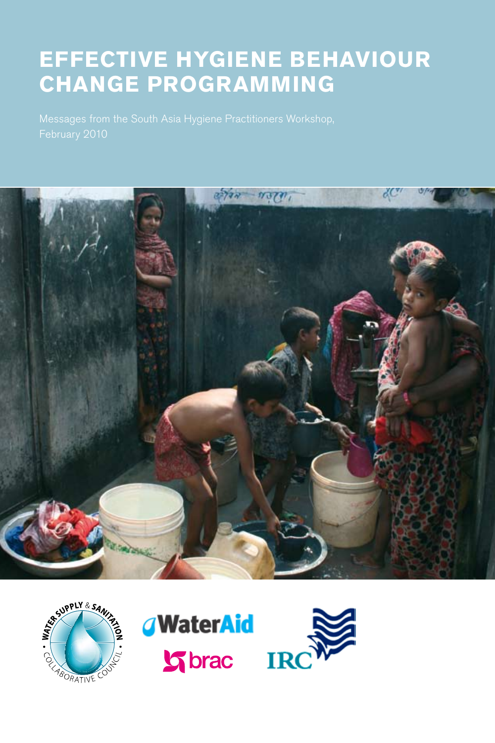# EFFECTIVE HYGIENE BEHAVIOUR CHANGE PROGRAMMING

Messages from the South Asia Hygiene Practitioners Workshop, February 2010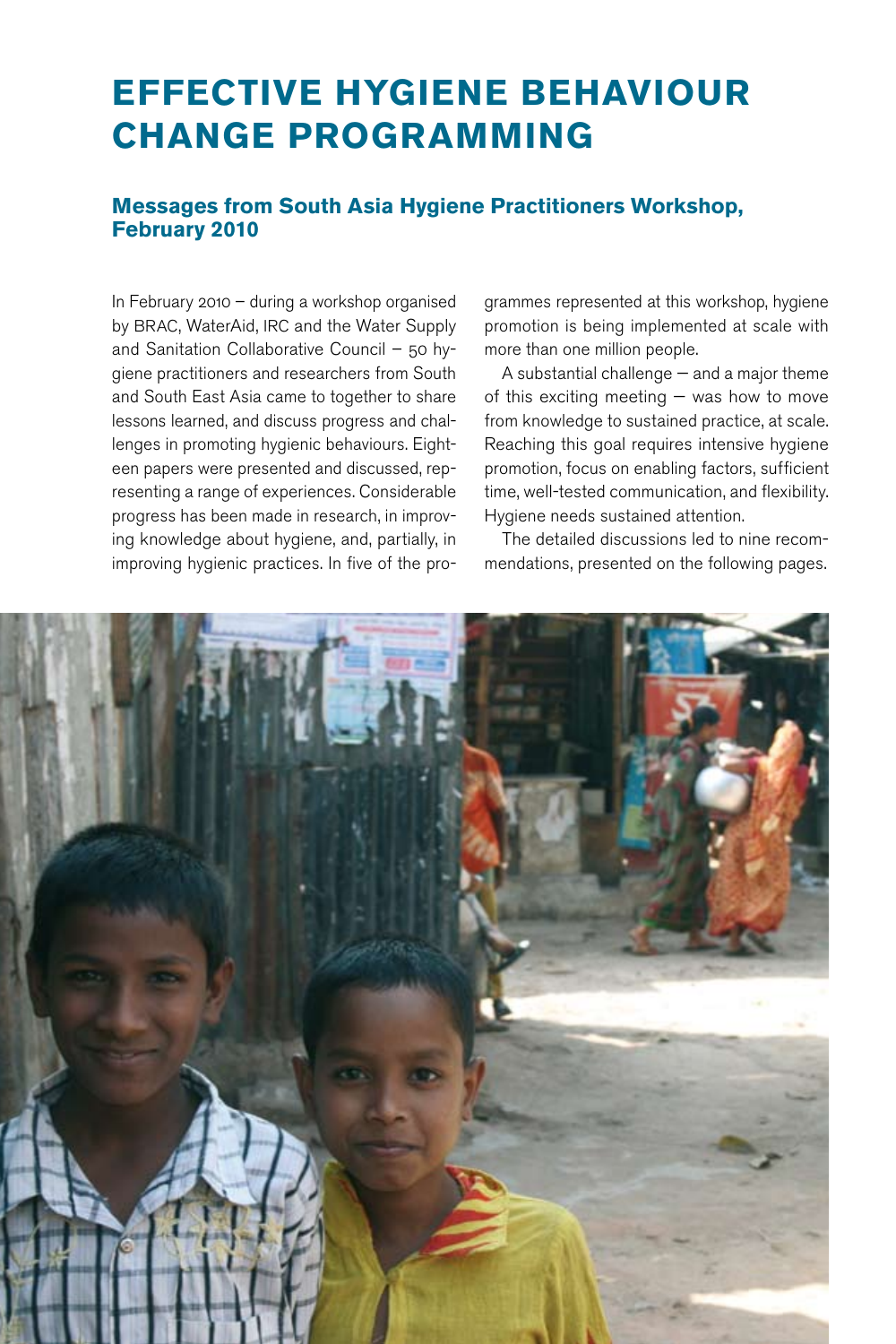# EFFECTIVE HYGIENE BEHAVIOUR CHANGE PROGRAMMING

### Messages from South Asia Hygiene Practitioners Workshop, February 2010

In February 2010 – during a workshop organised by BRAC, WaterAid, IRC and the Water Supply and Sanitation Collaborative Council – 50 hygiene practitioners and researchers from South and South East Asia came to together to share lessons learned, and discuss progress and challenges in promoting hygienic behaviours. Eighteen papers were presented and discussed, representing a range of experiences. Considerable progress has been made in research, in improving knowledge about hygiene, and, partially, in improving hygienic practices. In five of the programmes represented at this workshop, hygiene promotion is being implemented at scale with more than one million people.

A substantial challenge – and a major theme of this exciting meeting – was how to move from knowledge to sustained practice, at scale. Reaching this goal requires intensive hygiene promotion, focus on enabling factors, sufficient time, well-tested communication, and flexibility. Hygiene needs sustained attention.

The detailed discussions led to nine recommendations, presented on the following pages.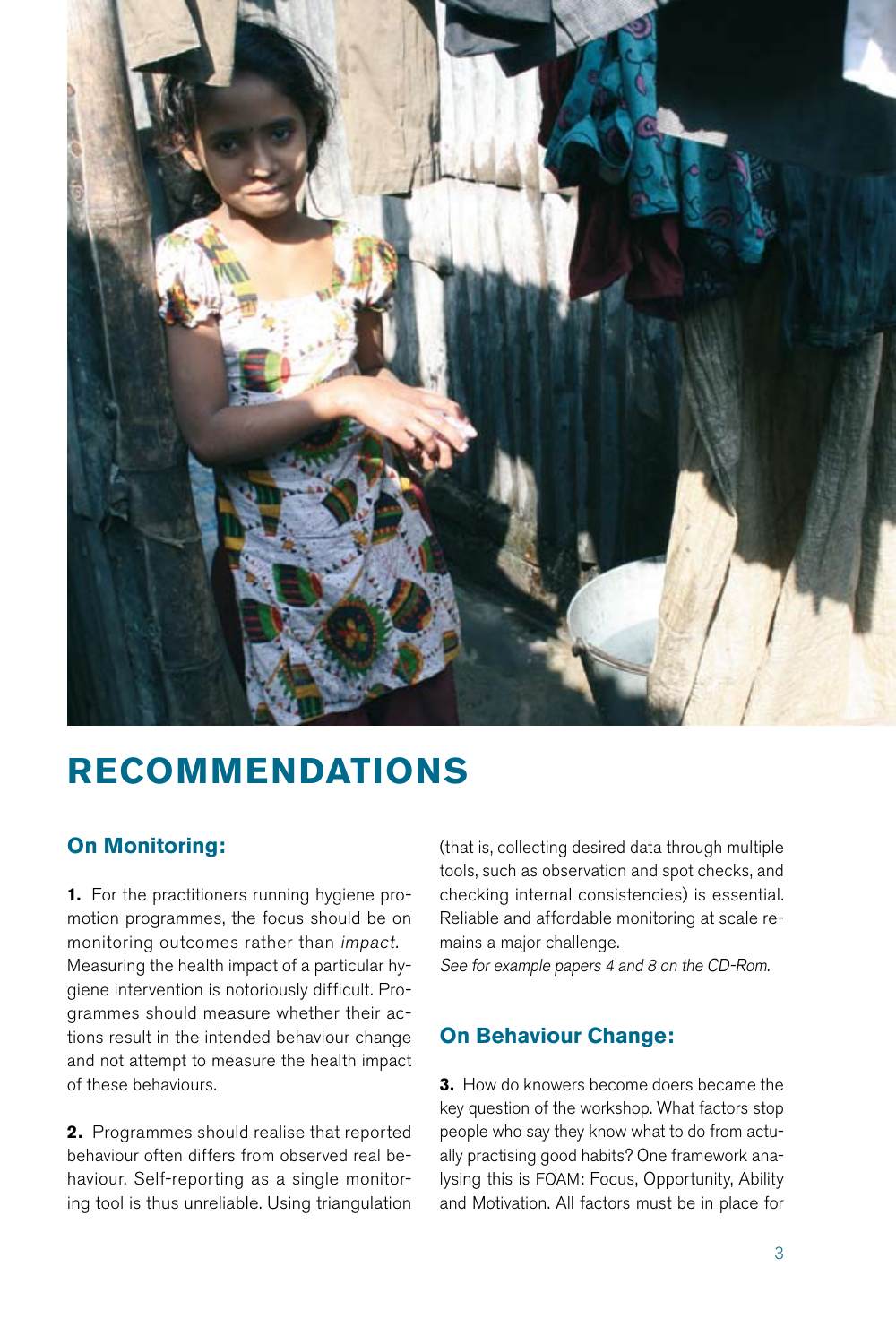# RECOMMENDATIONS

## On Monitoring:

**1.** For the practitioners running hygiene promotion programmes, the focus should be on monitoring outcomes rather than *impact*. Measuring the health impact of a particular hygiene intervention is notoriously difficult. Programmes should measure whether their actions result in the intended behaviour change and not attempt to measure the health impact of these behaviours.

**2.** Programmes should realise that reported behaviour often differs from observed real behaviour. Self-reporting as a single monitoring tool is thus unreliable. Using triangulation (that is, collecting desired data through multiple tools, such as observation and spot checks, and checking internal consistencies) is essential. Reliable and affordable monitoring at scale remains a major challenge.

*See for example papers 4 and 8 on the CD-Rom.*

## On Behaviour Change:

**3.** How do knowers become doers became the key question of the workshop. What factors stop people who say they know what to do from actually practising good habits? One framework analysing this is FOAM: Focus, Opportunity, Ability and Motivation. All factors must be in place for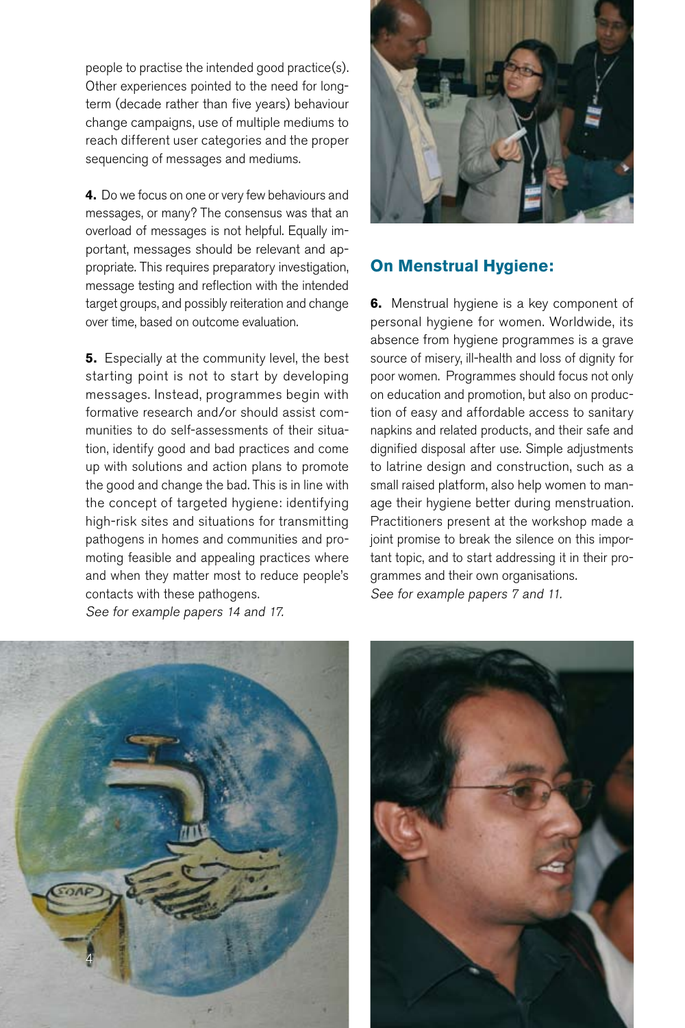people to practise the intended good practice(s). Other experiences pointed to the need for long-term (decade rather than five years) behaviour change campaigns, use of multiple mediums to reach different user categories and the proper sequencing of messages and mediums.

**4.** Do we focus on one or very few behaviours and messages, or many? The consensus was that an overload of messages is not helpful. Equally important, messages should be relevant and appropriate. This requires preparatory investigation, message testing and reflection with the intended target groups, and possibly reiteration and change over time, based on outcome evaluation.

**5.** Especially at the community level, the best starting point is not to start by developing messages. Instead, programmes begin with formative research and/or should assist communities to do self-assessments of their situation, identify good and bad practices and come up with solutions and action plans to promote the good and change the bad. This is in line with the concept of targeted hygiene: identifying high-risk sites and situations for transmitting pathogens in homes and communities and promoting feasible and appealing practices where and when they matter most to reduce people's contacts with these pathogens.
*See for example papers 14 and 17.*

## On Menstrual Hygiene:

**6.** Menstrual hygiene is a key component of personal hygiene for women. Worldwide, its absence from hygiene programmes is a grave source of misery, ill-health and loss of dignity for poor women. Programmes should focus not only on education and promotion, but also on production of easy and affordable access to sanitary napkins and related products, and their safe and dignified disposal after use. Simple adjustments to latrine design and construction, such as a small raised platform, also help women to manage their hygiene better during menstruation. Practitioners present at the workshop made a joint promise to break the silence on this important topic, and to start addressing it in their programmes and their own organisations.
*See for example papers 7 and 11.*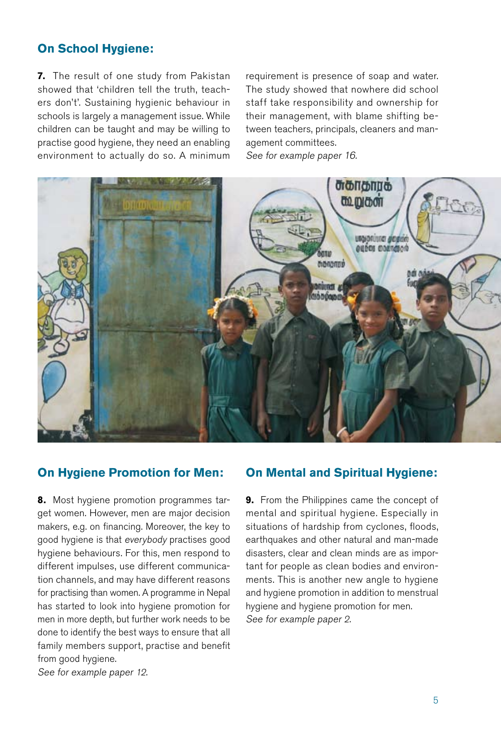## On School Hygiene:

**7.** The result of one study from Pakistan showed that 'children tell the truth, teachers don't'. Sustaining hygienic behaviour in schools is largely a management issue. While children can be taught and may be willing to practise good hygiene, they need an enabling environment to actually do so. A minimum requirement is presence of soap and water. The study showed that nowhere did school staff take responsibility and ownership for their management, with blame shifting between teachers, principals, cleaners and management committees.
*See for example paper 16.*

## On Hygiene Promotion for Men:

**8.** Most hygiene promotion programmes target women. However, men are major decision makers, e.g. on financing. Moreover, the key to good hygiene is that *everybody* practises good hygiene behaviours. For this, men respond to different impulses, use different communication channels, and may have different reasons for practising than women. A programme in Nepal has started to look into hygiene promotion for men in more depth, but further work needs to be done to identify the best ways to ensure that all family members support, practise and benefit from good hygiene.
*See for example paper 12.*

## On Mental and Spiritual Hygiene:

**9.** From the Philippines came the concept of mental and spiritual hygiene. Especially in situations of hardship from cyclones, floods, earthquakes and other natural and man-made disasters, clear and clean minds are as important for people as clean bodies and environments. This is another new angle to hygiene and hygiene promotion in addition to menstrual hygiene and hygiene promotion for men.
*See for example paper 2.*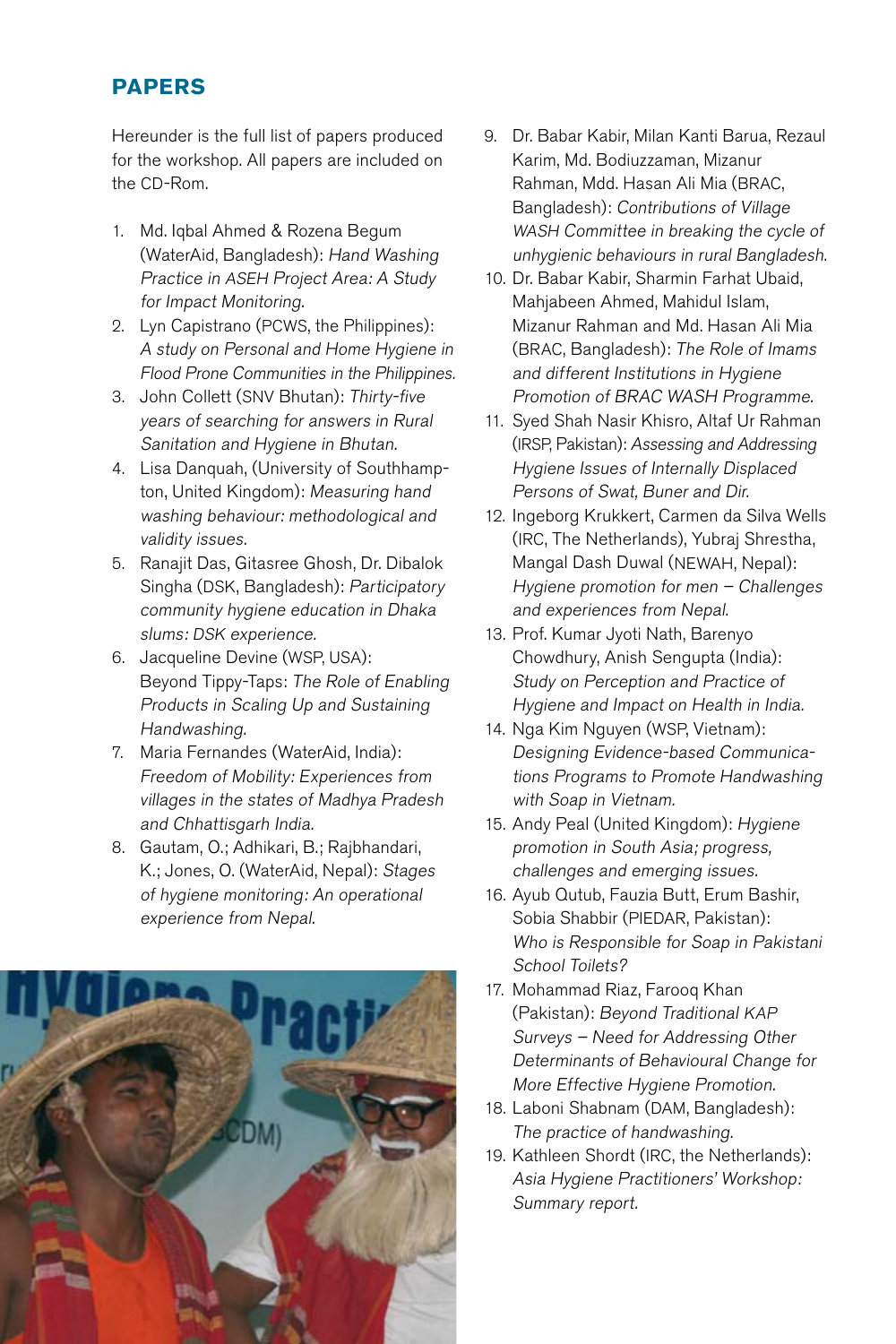## PAPERS

Hereunder is the full list of papers produced for the workshop. All papers are included on the CD-Rom.

1. Md. Iqbal Ahmed & Rozena Begum (WaterAid, Bangladesh): *Hand Washing Practice in ASEH Project Area: A Study for Impact Monitoring.*
2. Lyn Capistrano (PCWS, the Philippines): *A study on Personal and Home Hygiene in Flood Prone Communities in the Philippines.*
3. John Collett (SNV Bhutan): *Thirty-five years of searching for answers in Rural Sanitation and Hygiene in Bhutan.*
4. Lisa Danquah, (University of Southhampton, United Kingdom): *Measuring hand washing behaviour: methodological and validity issues.*
5. Ranajit Das, Gitasree Ghosh, Dr. Dibalok Singha (DSK, Bangladesh): *Participatory community hygiene education in Dhaka slums: DSK experience.*
6. Jacqueline Devine (WSP, USA): Beyond Tippy-Taps: *The Role of Enabling Products in Scaling Up and Sustaining Handwashing.*
7. Maria Fernandes (WaterAid, India): *Freedom of Mobility: Experiences from villages in the states of Madhya Pradesh and Chhattisgarh India.*
8. Gautam, O.; Adhikari, B.; Rajbhandari, K.; Jones, O. (WaterAid, Nepal): *Stages of hygiene monitoring: An operational experience from Nepal.*
9. Dr. Babar Kabir, Milan Kanti Barua, Rezaul Karim, Md. Bodiuzzaman, Mizanur Rahman, Mdd. Hasan Ali Mia (BRAC, Bangladesh): *Contributions of Village WASH Committee in breaking the cycle of unhygienic behaviours in rural Bangladesh.*
10. Dr. Babar Kabir, Sharmin Farhat Ubaid, Mahjabeen Ahmed, Mahidul Islam, Mizanur Rahman and Md. Hasan Ali Mia (BRAC, Bangladesh): *The Role of Imams and different Institutions in Hygiene Promotion of BRAC WASH Programme.*
11. Syed Shah Nasir Khisro, Altaf Ur Rahman (IRSP, Pakistan): *Assessing and Addressing Hygiene Issues of Internally Displaced Persons of Swat, Buner and Dir.*
12. Ingeborg Krukkert, Carmen da Silva Wells (IRC, The Netherlands), Yubraj Shrestha, Mangal Dash Duwal (NEWAH, Nepal): *Hygiene promotion for men – Challenges and experiences from Nepal.*
13. Prof. Kumar Jyoti Nath, Barenyo Chowdhury, Anish Sengupta (India): *Study on Perception and Practice of Hygiene and Impact on Health in India.*
14. Nga Kim Nguyen (WSP, Vietnam): *Designing Evidence-based Communications Programs to Promote Handwashing with Soap in Vietnam.*
15. Andy Peal (United Kingdom): *Hygiene promotion in South Asia; progress, challenges and emerging issues.*
16. Ayub Qutub, Fauzia Butt, Erum Bashir, Sobia Shabbir (PIEDAR, Pakistan): *Who is Responsible for Soap in Pakistani School Toilets?*
17. Mohammad Riaz, Farooq Khan (Pakistan): *Beyond Traditional KAP Surveys – Need for Addressing Other Determinants of Behavioural Change for More Effective Hygiene Promotion.*
18. Laboni Shabnam (DAM, Bangladesh): *The practice of handwashing.*
19. Kathleen Shordt (IRC, the Netherlands): *Asia Hygiene Practitioners' Workshop: Summary report.*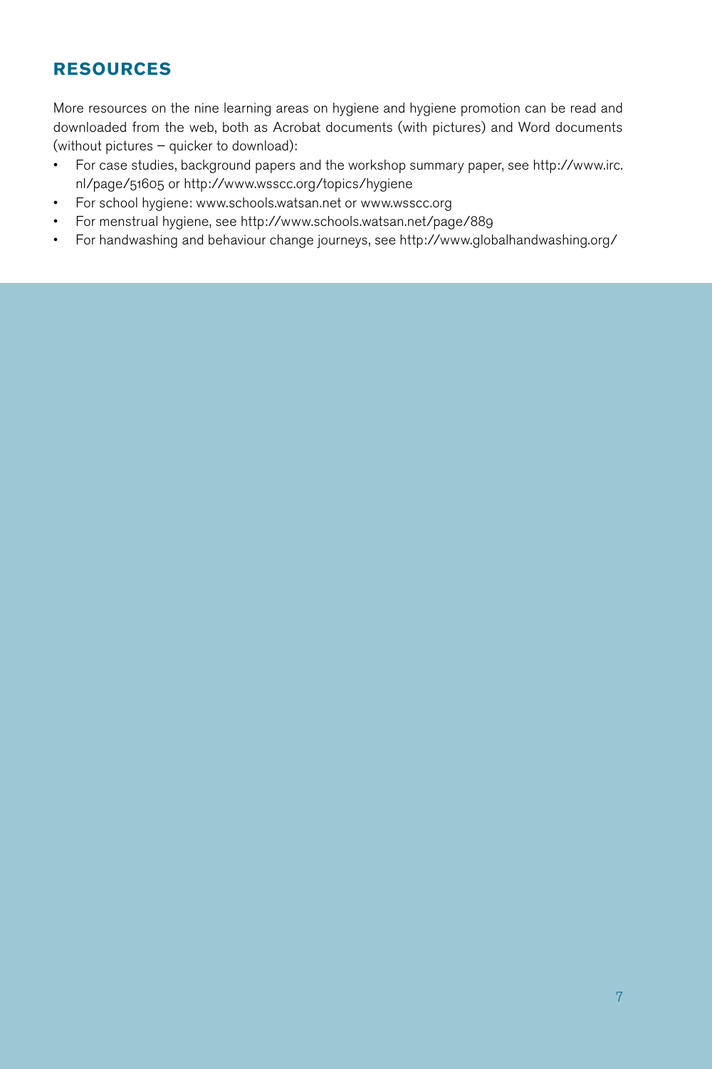## RESOURCES

More resources on the nine learning areas on hygiene and hygiene promotion can be read and downloaded from the web, both as Acrobat documents (with pictures) and Word documents (without pictures – quicker to download):

- For case studies, background papers and the workshop summary paper, see http://www.irc.nl/page/51605 or http://www.wsscc.org/topics/hygiene
- For school hygiene: www.schools.watsan.net or www.wsscc.org
- For menstrual hygiene, see http://www.schools.watsan.net/page/889
- For handwashing and behaviour change journeys, see http://www.globalhandwashing.org/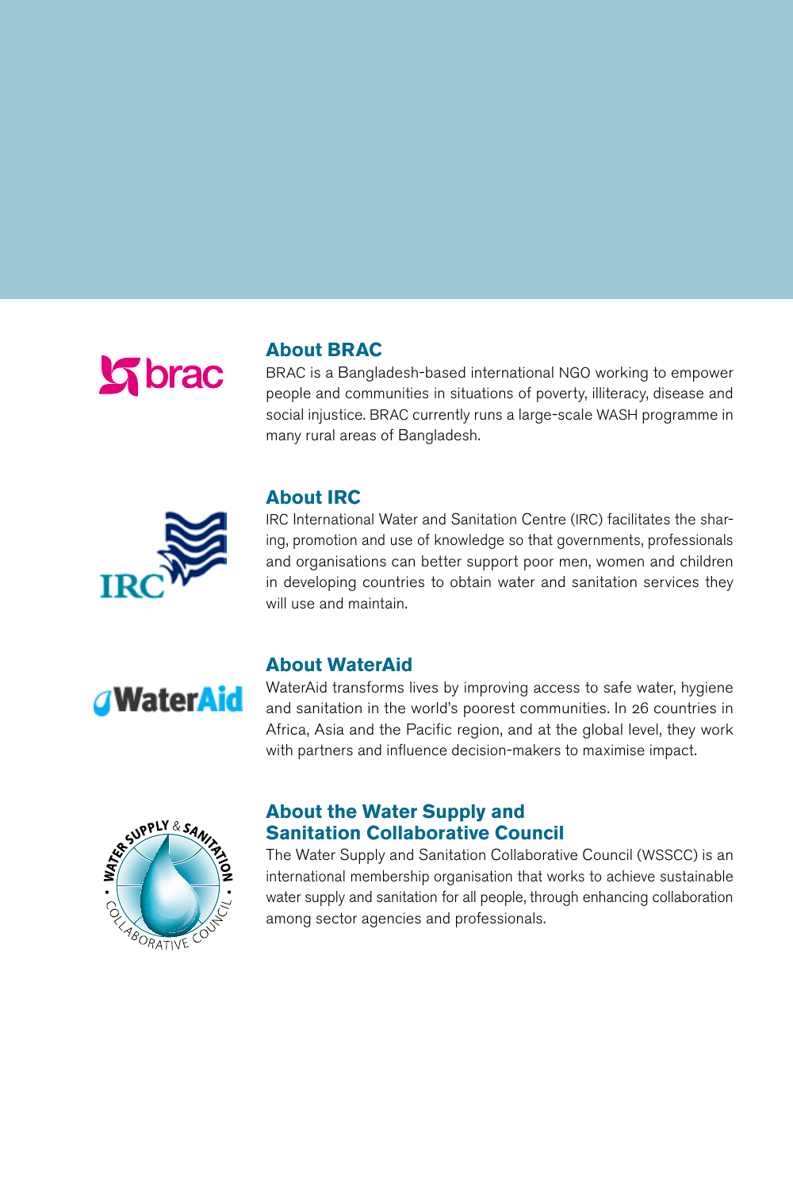## About BRAC

BRAC is a Bangladesh-based international NGO working to empower people and communities in situations of poverty, illiteracy, disease and social injustice. BRAC currently runs a large-scale WASH programme in many rural areas of Bangladesh.

## About IRC

IRC International Water and Sanitation Centre (IRC) facilitates the sharing, promotion and use of knowledge so that governments, professionals and organisations can better support poor men, women and children in developing countries to obtain water and sanitation services they will use and maintain.

## About WaterAid

WaterAid transforms lives by improving access to safe water, hygiene and sanitation in the world's poorest communities. In 26 countries in Africa, Asia and the Pacific region, and at the global level, they work with partners and influence decision-makers to maximise impact.

## About the Water Supply and Sanitation Collaborative Council

The Water Supply and Sanitation Collaborative Council (WSSCC) is an international membership organisation that works to achieve sustainable water supply and sanitation for all people, through enhancing collaboration among sector agencies and professionals.